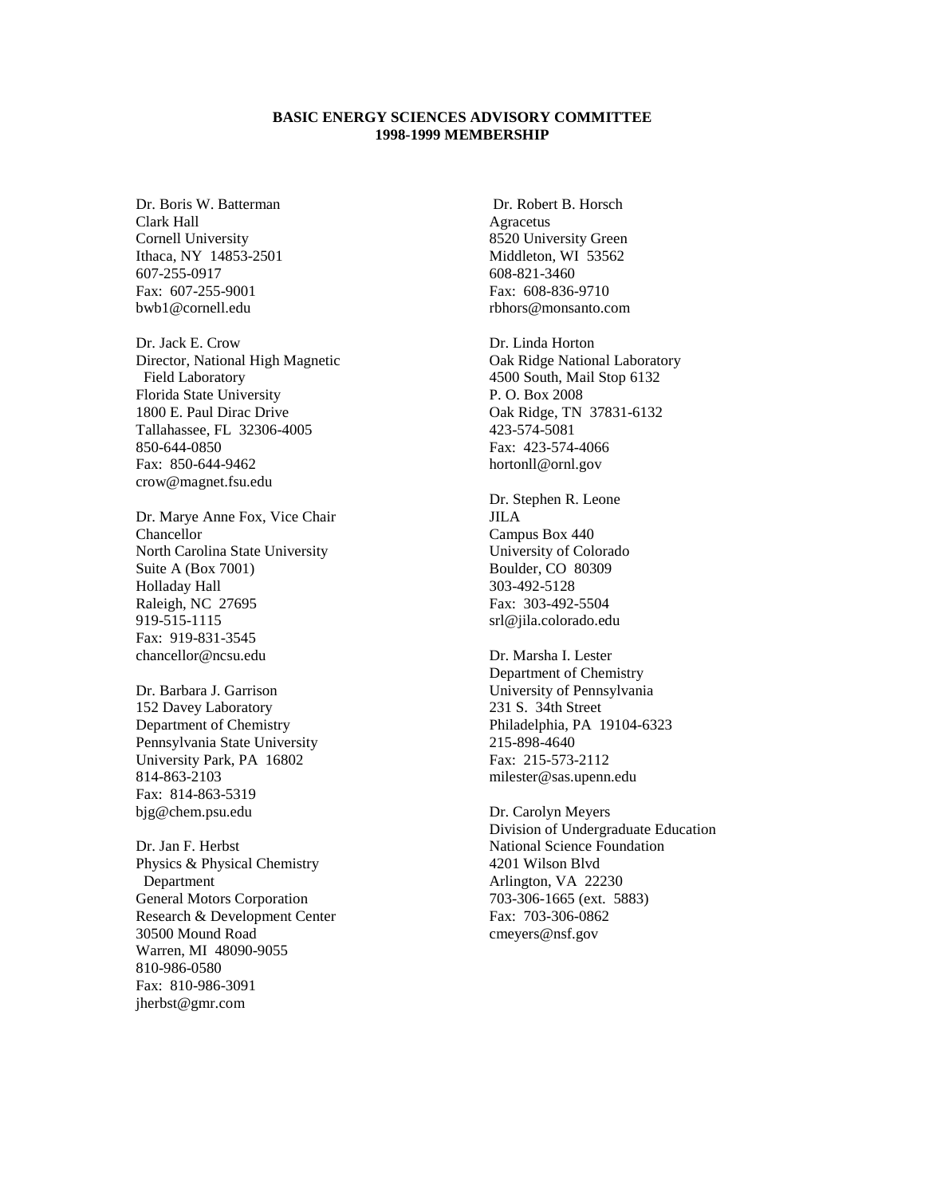**BASIC ENERGY SCIENCES ADVISORY COMMITTEE**
**1998-1999 MEMBERSHIP**

Dr. Boris W. Batterman
Clark Hall
Cornell University
Ithaca, NY 14853-2501
607-255-0917
Fax: 607-255-9001
bwb1@cornell.edu

Dr. Jack E. Crow
Director, National High Magnetic
Field Laboratory
Florida State University
1800 E. Paul Dirac Drive
Tallahassee, FL 32306-4005
850-644-0850
Fax: 850-644-9462
crow@magnet.fsu.edu

Dr. Marye Anne Fox, Vice Chair
Chancellor
North Carolina State University
Suite A (Box 7001)
Holladay Hall
Raleigh, NC 27695
919-515-1115
Fax: 919-831-3545
chancellor@ncsu.edu

Dr. Barbara J. Garrison
152 Davey Laboratory
Department of Chemistry
Pennsylvania State University
University Park, PA 16802
814-863-2103
Fax: 814-863-5319
bjg@chem.psu.edu

Dr. Jan F. Herbst
Physics & Physical Chemistry
Department
General Motors Corporation
Research & Development Center
30500 Mound Road
Warren, MI 48090-9055
810-986-0580
Fax: 810-986-3091
jherbst@gmr.com

Dr. Robert B. Horsch
Agracetus
8520 University Green
Middleton, WI 53562
608-821-3460
Fax: 608-836-9710
rbhors@monsanto.com

Dr. Linda Horton
Oak Ridge National Laboratory
4500 South, Mail Stop 6132
P. O. Box 2008
Oak Ridge, TN 37831-6132
423-574-5081
Fax: 423-574-4066
hortonll@ornl.gov

Dr. Stephen R. Leone
JILA
Campus Box 440
University of Colorado
Boulder, CO 80309
303-492-5128
Fax: 303-492-5504
srl@jila.colorado.edu

Dr. Marsha I. Lester
Department of Chemistry
University of Pennsylvania
231 S. 34th Street
Philadelphia, PA 19104-6323
215-898-4640
Fax: 215-573-2112
milester@sas.upenn.edu

Dr. Carolyn Meyers
Division of Undergraduate Education
National Science Foundation
4201 Wilson Blvd
Arlington, VA 22230
703-306-1665 (ext. 5883)
Fax: 703-306-0862
cmeyers@nsf.gov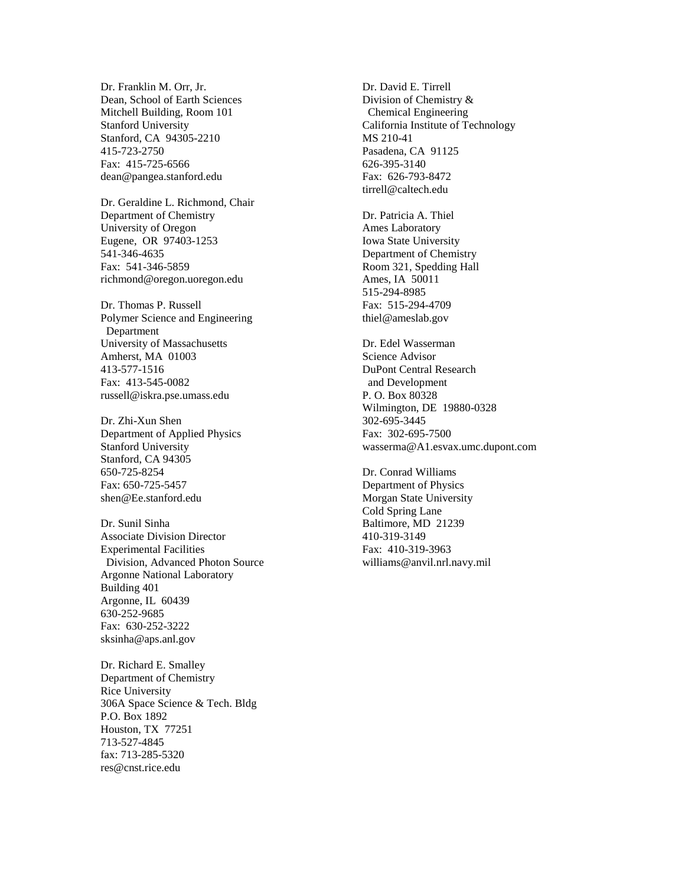Dr. Franklin M. Orr, Jr.
Dean, School of Earth Sciences
Mitchell Building, Room 101
Stanford University
Stanford, CA 94305-2210
415-723-2750
Fax: 415-725-6566
dean@pangea.stanford.edu

Dr. Geraldine L. Richmond, Chair
Department of Chemistry
University of Oregon
Eugene, OR 97403-1253
541-346-4635
Fax: 541-346-5859
richmond@oregon.uoregon.edu

Dr. Thomas P. Russell
Polymer Science and Engineering Department
University of Massachusetts
Amherst, MA 01003
413-577-1516
Fax: 413-545-0082
russell@iskra.pse.umass.edu

Dr. Zhi-Xun Shen
Department of Applied Physics
Stanford University
Stanford, CA 94305
650-725-8254
Fax: 650-725-5457
shen@Ee.stanford.edu

Dr. Sunil Sinha
Associate Division Director
Experimental Facilities Division, Advanced Photon Source
Argonne National Laboratory
Building 401
Argonne, IL 60439
630-252-9685
Fax: 630-252-3222
sksinha@aps.anl.gov

Dr. Richard E. Smalley
Department of Chemistry
Rice University
306A Space Science & Tech. Bldg
P.O. Box 1892
Houston, TX 77251
713-527-4845
fax: 713-285-5320
res@cnst.rice.edu

Dr. David E. Tirrell
Division of Chemistry & Chemical Engineering
California Institute of Technology
MS 210-41
Pasadena, CA 91125
626-395-3140
Fax: 626-793-8472
tirrell@caltech.edu

Dr. Patricia A. Thiel
Ames Laboratory
Iowa State University
Department of Chemistry
Room 321, Spedding Hall
Ames, IA 50011
515-294-8985
Fax: 515-294-4709
thiel@ameslab.gov

Dr. Edel Wasserman
Science Advisor
DuPont Central Research and Development
P. O. Box 80328
Wilmington, DE 19880-0328
302-695-3445
Fax: 302-695-7500
wasserma@A1.esvax.umc.dupont.com

Dr. Conrad Williams
Department of Physics
Morgan State University
Cold Spring Lane
Baltimore, MD 21239
410-319-3149
Fax: 410-319-3963
williams@anvil.nrl.navy.mil